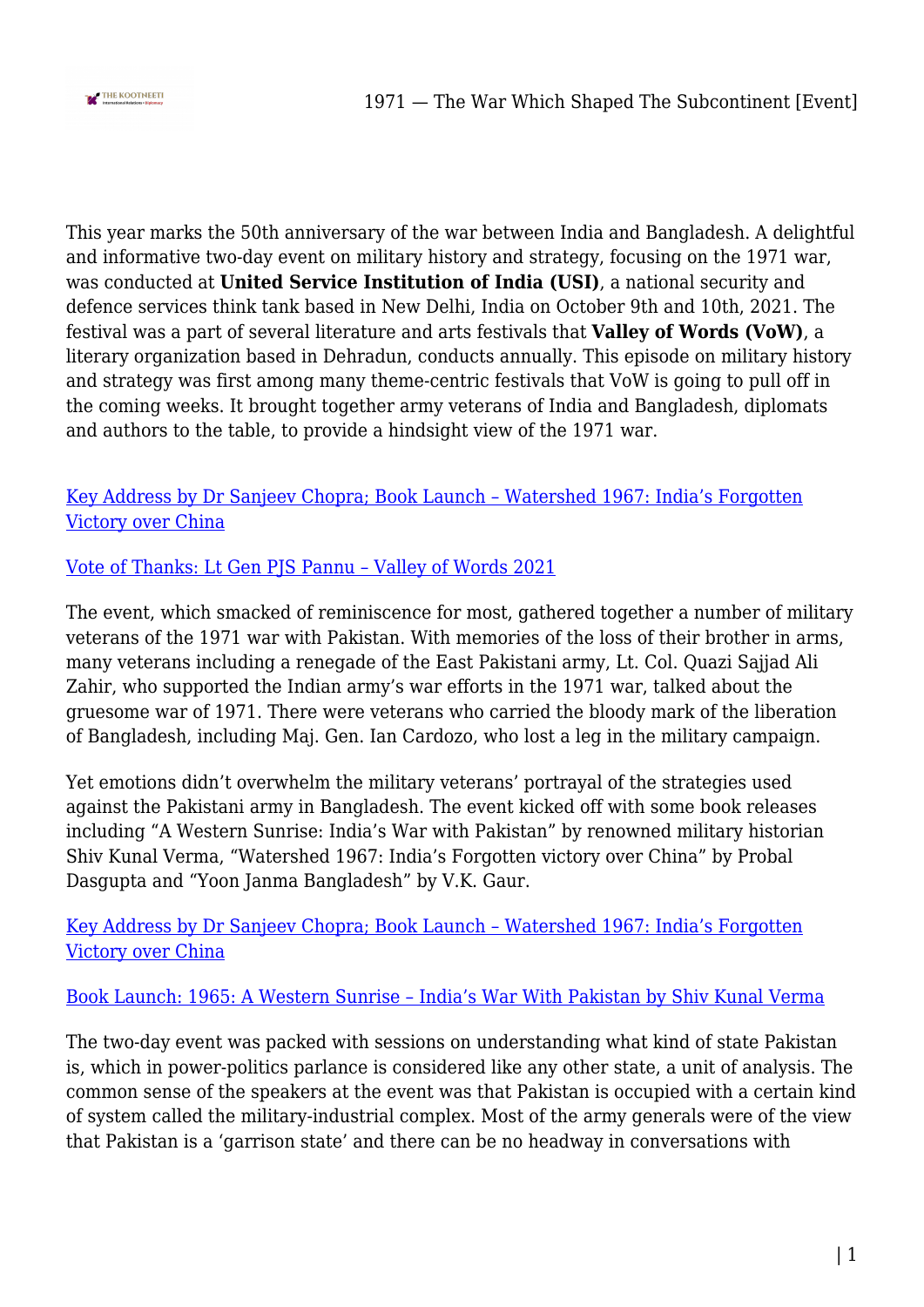This year marks the 50th anniversary of the war between India and Bangladesh. A delightful and informative two-day event on military history and strategy, focusing on the 1971 war, was conducted at **United Service Institution of India (USI)**, a national security and defence services think tank based in New Delhi, India on October 9th and 10th, 2021. The festival was a part of several literature and arts festivals that **Valley of Words (VoW)**, a literary organization based in Dehradun, conducts annually. This episode on military history and strategy was first among many theme-centric festivals that VoW is going to pull off in the coming weeks. It brought together army veterans of India and Bangladesh, diplomats and authors to the table, to provide a hindsight view of the 1971 war.

Key Address by Dr Sanjeev Chopra; Book Launch – Watershed 1967: India's Forgotten Victory over China

Vote of Thanks: Lt Gen PJS Pannu – Valley of Words 2021

The event, which smacked of reminiscence for most, gathered together a number of military veterans of the 1971 war with Pakistan. With memories of the loss of their brother in arms, many veterans including a renegade of the East Pakistani army, Lt. Col. Quazi Sajjad Ali Zahir, who supported the Indian army's war efforts in the 1971 war, talked about the gruesome war of 1971. There were veterans who carried the bloody mark of the liberation of Bangladesh, including Maj. Gen. Ian Cardozo, who lost a leg in the military campaign.

Yet emotions didn't overwhelm the military veterans' portrayal of the strategies used against the Pakistani army in Bangladesh. The event kicked off with some book releases including "A Western Sunrise: India's War with Pakistan" by renowned military historian Shiv Kunal Verma, "Watershed 1967: India's Forgotten victory over China" by Probal Dasgupta and "Yoon Janma Bangladesh" by V.K. Gaur.

Key Address by Dr Sanjeev Chopra; Book Launch – Watershed 1967: India's Forgotten Victory over China

Book Launch: 1965: A Western Sunrise – India's War With Pakistan by Shiv Kunal Verma

The two-day event was packed with sessions on understanding what kind of state Pakistan is, which in power-politics parlance is considered like any other state, a unit of analysis. The common sense of the speakers at the event was that Pakistan is occupied with a certain kind of system called the military-industrial complex. Most of the army generals were of the view that Pakistan is a 'garrison state' and there can be no headway in conversations with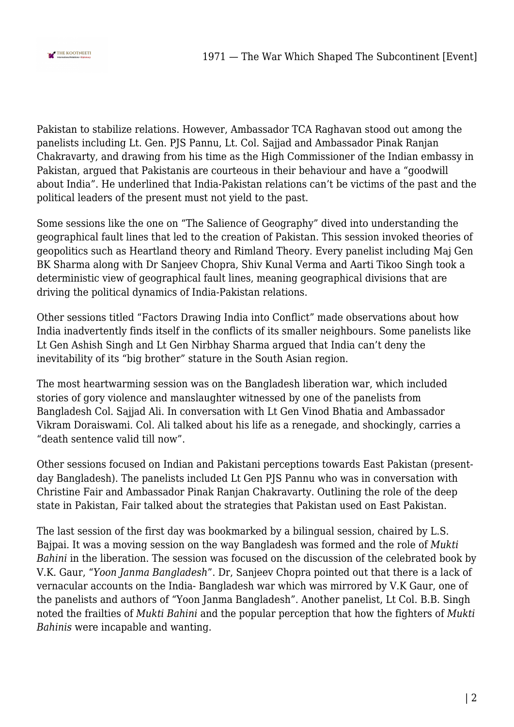Pakistan to stabilize relations. However, Ambassador TCA Raghavan stood out among the panelists including Lt. Gen. PJS Pannu, Lt. Col. Sajjad and Ambassador Pinak Ranjan Chakravarty, and drawing from his time as the High Commissioner of the Indian embassy in Pakistan, argued that Pakistanis are courteous in their behaviour and have a "goodwill about India". He underlined that India-Pakistan relations can't be victims of the past and the political leaders of the present must not yield to the past.

Some sessions like the one on "The Salience of Geography" dived into understanding the geographical fault lines that led to the creation of Pakistan. This session invoked theories of geopolitics such as Heartland theory and Rimland Theory. Every panelist including Maj Gen BK Sharma along with Dr Sanjeev Chopra, Shiv Kunal Verma and Aarti Tikoo Singh took a deterministic view of geographical fault lines, meaning geographical divisions that are driving the political dynamics of India-Pakistan relations.

Other sessions titled "Factors Drawing India into Conflict" made observations about how India inadvertently finds itself in the conflicts of its smaller neighbours. Some panelists like Lt Gen Ashish Singh and Lt Gen Nirbhay Sharma argued that India can't deny the inevitability of its "big brother" stature in the South Asian region.

The most heartwarming session was on the Bangladesh liberation war, which included stories of gory violence and manslaughter witnessed by one of the panelists from Bangladesh Col. Sajjad Ali. In conversation with Lt Gen Vinod Bhatia and Ambassador Vikram Doraiswami. Col. Ali talked about his life as a renegade, and shockingly, carries a "death sentence valid till now".

Other sessions focused on Indian and Pakistani perceptions towards East Pakistan (present-day Bangladesh). The panelists included Lt Gen PJS Pannu who was in conversation with Christine Fair and Ambassador Pinak Ranjan Chakravarty. Outlining the role of the deep state in Pakistan, Fair talked about the strategies that Pakistan used on East Pakistan.

The last session of the first day was bookmarked by a bilingual session, chaired by L.S. Bajpai. It was a moving session on the way Bangladesh was formed and the role of *Mukti Bahini* in the liberation. The session was focused on the discussion of the celebrated book by V.K. Gaur, "*Yoon Janma Bangladesh*". Dr, Sanjeev Chopra pointed out that there is a lack of vernacular accounts on the India- Bangladesh war which was mirrored by V.K Gaur, one of the panelists and authors of "Yoon Janma Bangladesh". Another panelist, Lt Col. B.B. Singh noted the frailties of *Mukti Bahini* and the popular perception that how the fighters of *Mukti Bahinis* were incapable and wanting.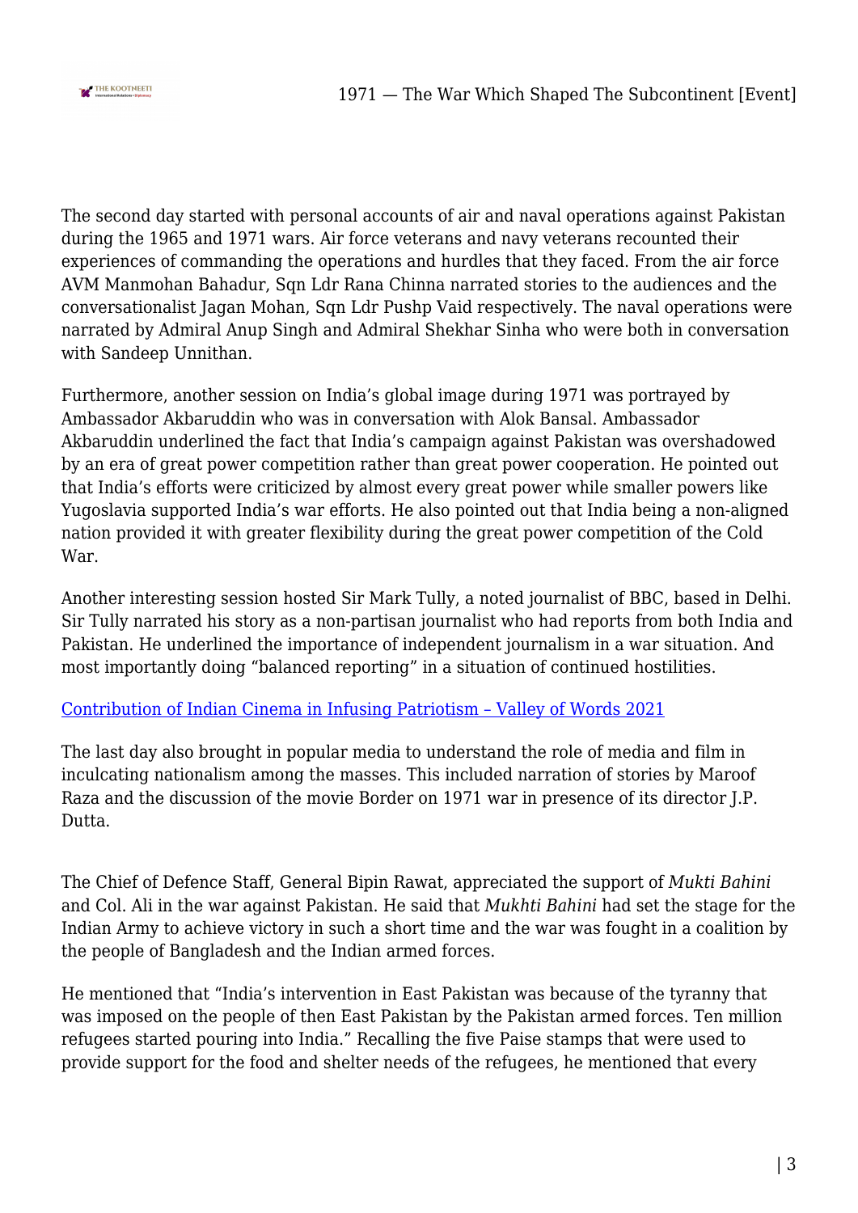The second day started with personal accounts of air and naval operations against Pakistan during the 1965 and 1971 wars. Air force veterans and navy veterans recounted their experiences of commanding the operations and hurdles that they faced. From the air force AVM Manmohan Bahadur, Sqn Ldr Rana Chinna narrated stories to the audiences and the conversationalist Jagan Mohan, Sqn Ldr Pushp Vaid respectively. The naval operations were narrated by Admiral Anup Singh and Admiral Shekhar Sinha who were both in conversation with Sandeep Unnithan.

Furthermore, another session on India's global image during 1971 was portrayed by Ambassador Akbaruddin who was in conversation with Alok Bansal. Ambassador Akbaruddin underlined the fact that India's campaign against Pakistan was overshadowed by an era of great power competition rather than great power cooperation. He pointed out that India's efforts were criticized by almost every great power while smaller powers like Yugoslavia supported India's war efforts. He also pointed out that India being a non-aligned nation provided it with greater flexibility during the great power competition of the Cold War.

Another interesting session hosted Sir Mark Tully, a noted journalist of BBC, based in Delhi. Sir Tully narrated his story as a non-partisan journalist who had reports from both India and Pakistan. He underlined the importance of independent journalism in a war situation. And most importantly doing "balanced reporting" in a situation of continued hostilities.

[Contribution of Indian Cinema in Infusing Patriotism – Valley of Words 2021]

The last day also brought in popular media to understand the role of media and film in inculcating nationalism among the masses. This included narration of stories by Maroof Raza and the discussion of the movie Border on 1971 war in presence of its director J.P. Dutta.

The Chief of Defence Staff, General Bipin Rawat, appreciated the support of *Mukti Bahini* and Col. Ali in the war against Pakistan. He said that *Mukhti Bahini* had set the stage for the Indian Army to achieve victory in such a short time and the war was fought in a coalition by the people of Bangladesh and the Indian armed forces.

He mentioned that "India's intervention in East Pakistan was because of the tyranny that was imposed on the people of then East Pakistan by the Pakistan armed forces. Ten million refugees started pouring into India." Recalling the five Paise stamps that were used to provide support for the food and shelter needs of the refugees, he mentioned that every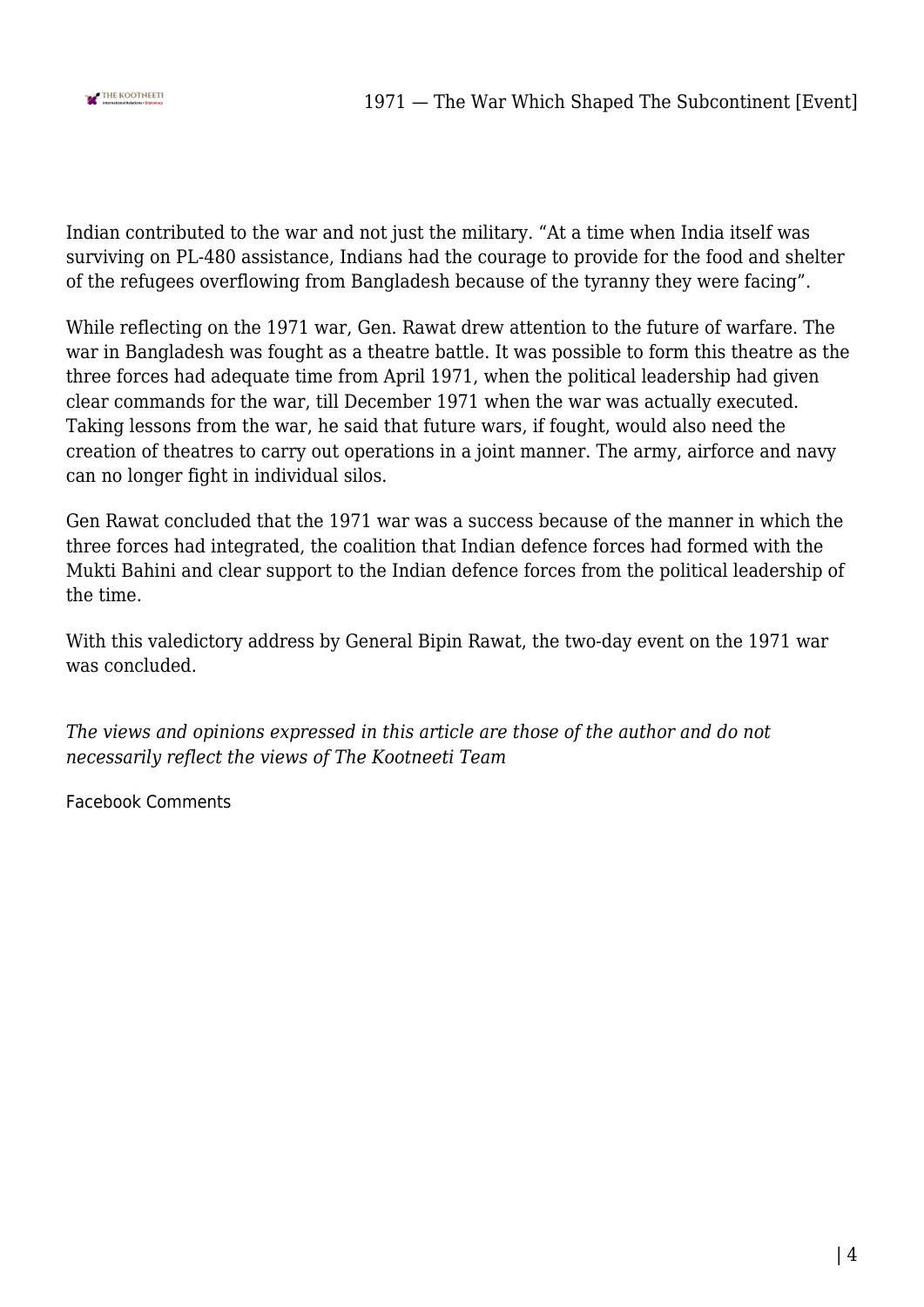Indian contributed to the war and not just the military. "At a time when India itself was surviving on PL-480 assistance, Indians had the courage to provide for the food and shelter of the refugees overflowing from Bangladesh because of the tyranny they were facing".

While reflecting on the 1971 war, Gen. Rawat drew attention to the future of warfare. The war in Bangladesh was fought as a theatre battle. It was possible to form this theatre as the three forces had adequate time from April 1971, when the political leadership had given clear commands for the war, till December 1971 when the war was actually executed. Taking lessons from the war, he said that future wars, if fought, would also need the creation of theatres to carry out operations in a joint manner. The army, airforce and navy can no longer fight in individual silos.

Gen Rawat concluded that the 1971 war was a success because of the manner in which the three forces had integrated, the coalition that Indian defence forces had formed with the Mukti Bahini and clear support to the Indian defence forces from the political leadership of the time.

With this valedictory address by General Bipin Rawat, the two-day event on the 1971 war was concluded.

*The views and opinions expressed in this article are those of the author and do not necessarily reflect the views of The Kootneeti Team*

Facebook Comments